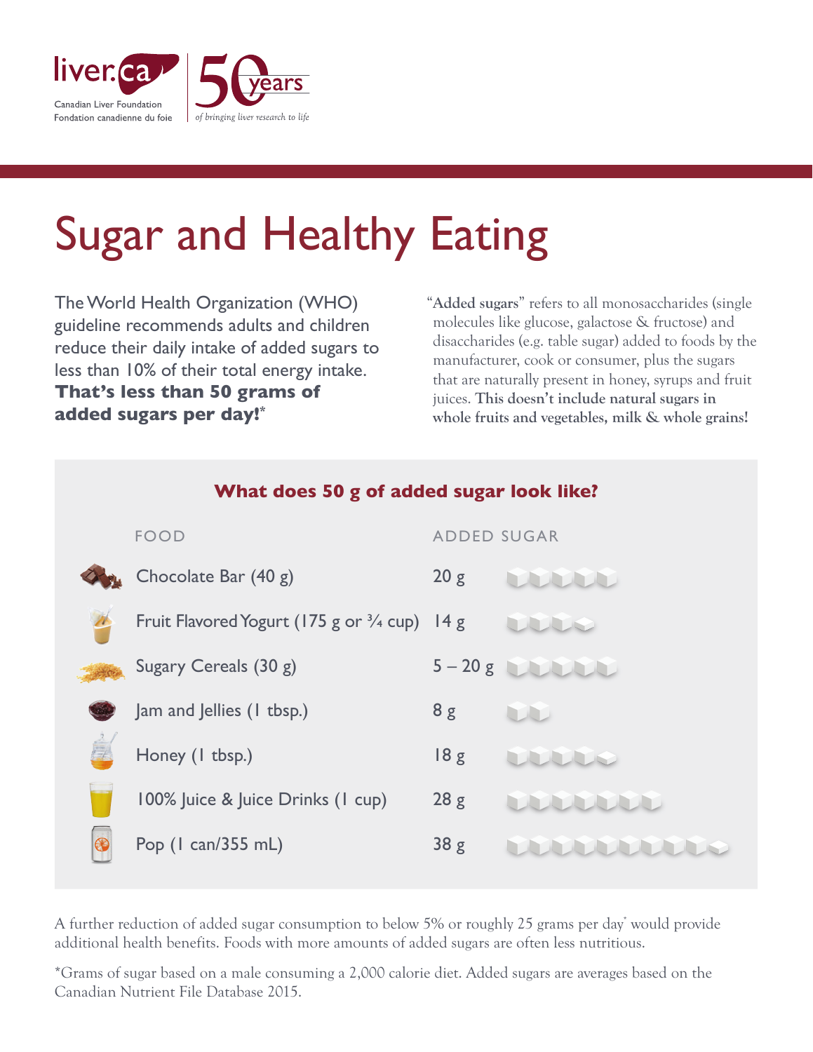liver.ca
Canadian Liver Foundation
Fondation canadienne du foie

50 years
*of bringing liver research to life*

# Sugar and Healthy Eating

The World Health Organization (WHO) guideline recommends adults and children reduce their daily intake of added sugars to less than 10% of their total energy intake. **That's less than 50 grams of added sugars per day!***

"**Added sugars**" refers to all monosaccharides (single molecules like glucose, galactose & fructose) and disaccharides (e.g. table sugar) added to foods by the manufacturer, cook or consumer, plus the sugars that are naturally present in honey, syrups and fruit juices. **This doesn't include natural sugars in whole fruits and vegetables, milk & whole grains!**

## What does 50 g of added sugar look like?

| FOOD | ADDED SUGAR |
|---|---|
| Chocolate Bar (40 g) | 20 g |
| Fruit Flavored Yogurt (175 g or ¾ cup) | 14 g |
| Sugary Cereals (30 g) | 5 – 20 g |
| Jam and Jellies (1 tbsp.) | 8 g |
| Honey (1 tbsp.) | 18 g |
| 100% Juice & Juice Drinks (1 cup) | 28 g |
| Pop (1 can/355 mL) | 38 g |

A further reduction of added sugar consumption to below 5% or roughly 25 grams per day* would provide additional health benefits. Foods with more amounts of added sugars are often less nutritious.

*Grams of sugar based on a male consuming a 2,000 calorie diet. Added sugars are averages based on the Canadian Nutrient File Database 2015.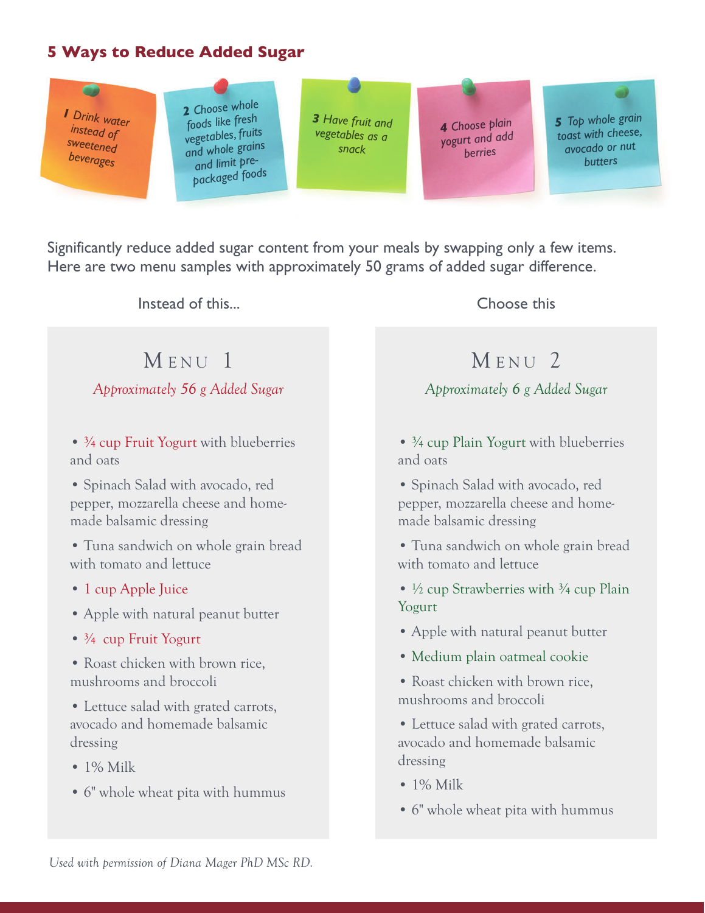## 5 Ways to Reduce Added Sugar

1. Drink water instead of sweetened beverages
2. Choose whole foods like fresh vegetables, fruits and whole grains and limit pre-packaged foods
3. Have fruit and vegetables as a snack
4. Choose plain yogurt and add berries
5. Top whole grain toast with cheese, avocado or nut butters

Significantly reduce added sugar content from your meals by swapping only a few items. Here are two menu samples with approximately 50 grams of added sugar difference.

Instead of this...

### Menu 1

*Approximately 56 g Added Sugar*

- ¾ cup Fruit Yogurt with blueberries and oats
- Spinach Salad with avocado, red pepper, mozzarella cheese and home-made balsamic dressing
- Tuna sandwich on whole grain bread with tomato and lettuce
- 1 cup Apple Juice
- Apple with natural peanut butter
- ¾ cup Fruit Yogurt
- Roast chicken with brown rice, mushrooms and broccoli
- Lettuce salad with grated carrots, avocado and homemade balsamic dressing
- 1% Milk
- 6" whole wheat pita with hummus

Choose this

### Menu 2

*Approximately 6 g Added Sugar*

- ¾ cup Plain Yogurt with blueberries and oats
- Spinach Salad with avocado, red pepper, mozzarella cheese and home-made balsamic dressing
- Tuna sandwich on whole grain bread with tomato and lettuce
- ½ cup Strawberries with ¾ cup Plain Yogurt
- Apple with natural peanut butter
- Medium plain oatmeal cookie
- Roast chicken with brown rice, mushrooms and broccoli
- Lettuce salad with grated carrots, avocado and homemade balsamic dressing
- 1% Milk
- 6" whole wheat pita with hummus

*Used with permission of Diana Mager PhD MSc RD.*